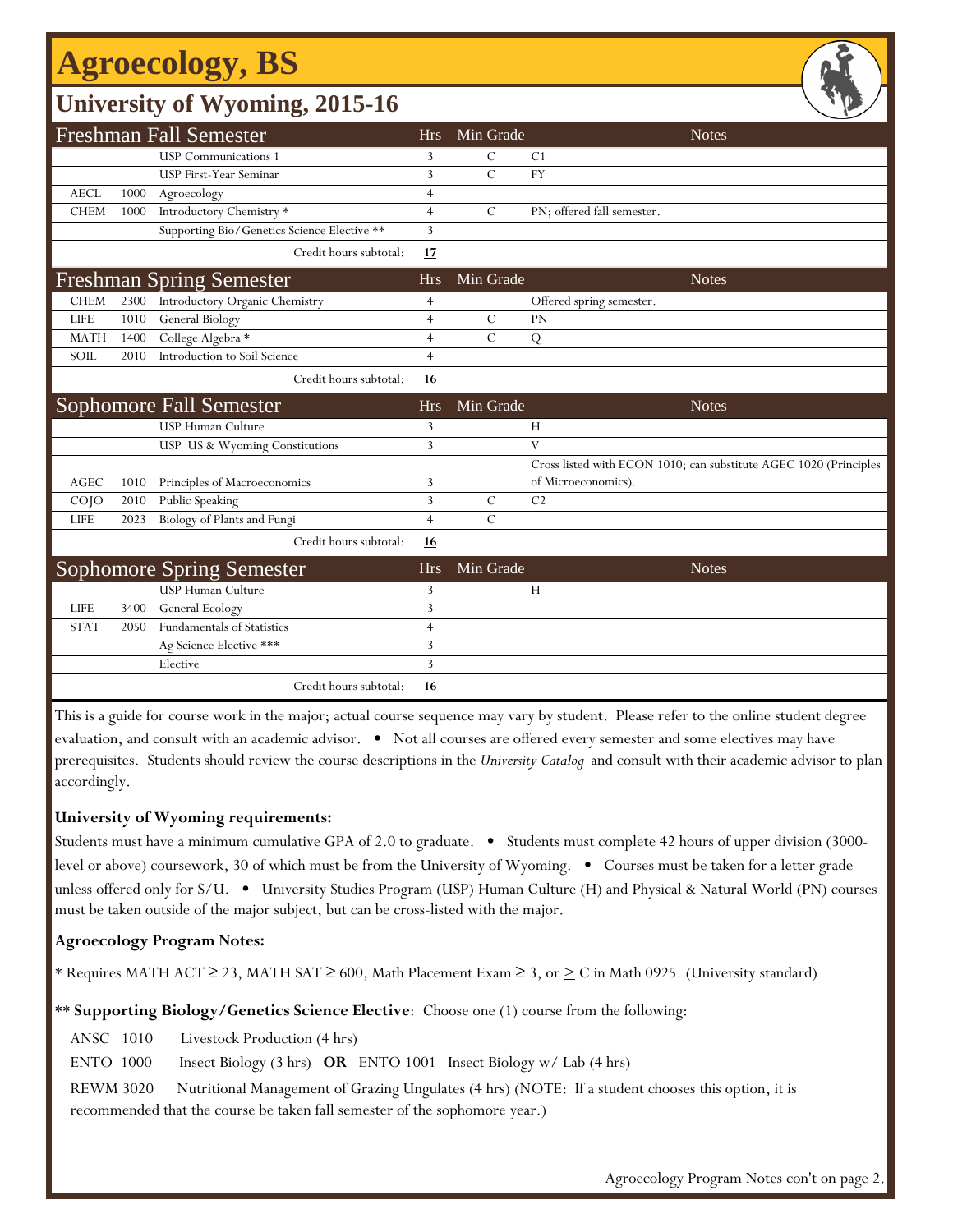# Agroecology, BS

## University of Wyoming, 2015-16

| Freshman Fall Semester | | | Hrs | Min Grade | Notes |
|---|---|---|---|---|---|
| | | USP Communications 1 | 3 | C | C1 |
| | | USP First-Year Seminar | 3 | C | FY |
| AECL | 1000 | Agroecology | 4 | | |
| CHEM | 1000 | Introductory Chemistry * | 4 | C | PN; offered fall semester. |
| | | Supporting Bio/Genetics Science Elective ** | 3 | | |
| | | Credit hours subtotal: | **17** | | |

| Freshman Spring Semester | | | Hrs | Min Grade | Notes |
|---|---|---|---|---|---|
| CHEM | 2300 | Introductory Organic Chemistry | 4 | | Offered spring semester. |
| LIFE | 1010 | General Biology | 4 | C | PN |
| MATH | 1400 | College Algebra * | 4 | C | Q |
| SOIL | 2010 | Introduction to Soil Science | 4 | | |
| | | Credit hours subtotal: | **16** | | |

| Sophomore Fall Semester | | | Hrs | Min Grade | Notes |
|---|---|---|---|---|---|
| | | USP Human Culture | 3 | | H |
| | | USP US & Wyoming Constitutions | 3 | | V |
| AGEC | 1010 | Principles of Macroeconomics | 3 | | Cross listed with ECON 1010; can substitute AGEC 1020 (Principles of Microeconomics). |
| COJO | 2010 | Public Speaking | 3 | C | C2 |
| LIFE | 2023 | Biology of Plants and Fungi | 4 | C | |
| | | Credit hours subtotal: | **16** | | |

| Sophomore Spring Semester | | | Hrs | Min Grade | Notes |
|---|---|---|---|---|---|
| | | USP Human Culture | 3 | | H |
| LIFE | 3400 | General Ecology | 3 | | |
| STAT | 2050 | Fundamentals of Statistics | 4 | | |
| | | Ag Science Elective *** | 3 | | |
| | | Elective | 3 | | |
| | | Credit hours subtotal: | **16** | | |

This is a guide for course work in the major; actual course sequence may vary by student. Please refer to the online student degree evaluation, and consult with an academic advisor. • Not all courses are offered every semester and some electives may have prerequisites. Students should review the course descriptions in the *University Catalog* and consult with their academic advisor to plan accordingly.

**University of Wyoming requirements:**

Students must have a minimum cumulative GPA of 2.0 to graduate. • Students must complete 42 hours of upper division (3000-level or above) coursework, 30 of which must be from the University of Wyoming. • Courses must be taken for a letter grade unless offered only for S/U. • University Studies Program (USP) Human Culture (H) and Physical & Natural World (PN) courses must be taken outside of the major subject, but can be cross-listed with the major.

**Agroecology Program Notes:**

* Requires MATH ACT ≥ 23, MATH SAT ≥ 600, Math Placement Exam ≥ 3, or ≥ C in Math 0925. (University standard)

** **Supporting Biology/Genetics Science Elective**: Choose one (1) course from the following:

ANSC 1010 Livestock Production (4 hrs)

ENTO 1000 Insect Biology (3 hrs) **OR** ENTO 1001 Insect Biology w/ Lab (4 hrs)

REWM 3020 Nutritional Management of Grazing Ungulates (4 hrs) (NOTE: If a student chooses this option, it is recommended that the course be taken fall semester of the sophomore year.)

Agroecology Program Notes con't on page 2.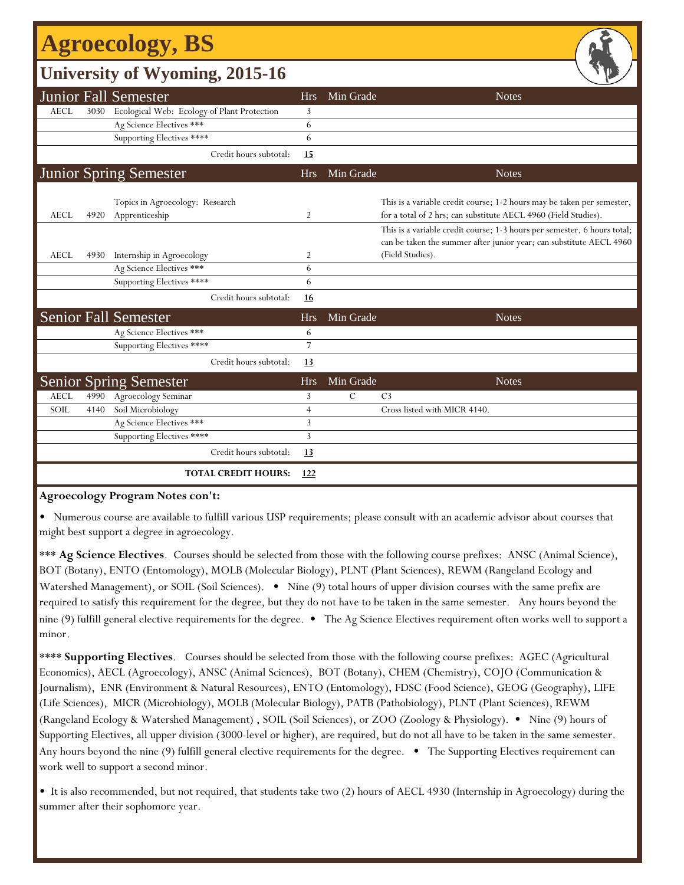# Agroecology, BS

## University of Wyoming, 2015-16

| Junior Fall Semester | | | Hrs | Min Grade | Notes |
|---|---|---|---|---|---|
| AECL | 3030 | Ecological Web: Ecology of Plant Protection | 3 | | |
| | | Ag Science Electives *** | 6 | | |
| | | Supporting Electives **** | 6 | | |
| | | Credit hours subtotal: | **15** | | |

| Junior Spring Semester | | | Hrs | Min Grade | Notes |
|---|---|---|---|---|---|
| AECL | 4920 | Topics in Agroecology: Research Apprenticeship | 2 | | This is a variable credit course; 1-2 hours may be taken per semester, for a total of 2 hrs; can substitute AECL 4960 (Field Studies). |
| AECL | 4930 | Internship in Agroecology | 2 | | This is a variable credit course; 1-3 hours per semester, 6 hours total; can be taken the summer after junior year; can substitute AECL 4960 (Field Studies). |
| | | Ag Science Electives *** | 6 | | |
| | | Supporting Electives **** | 6 | | |
| | | Credit hours subtotal: | **16** | | |

| Senior Fall Semester | | | Hrs | Min Grade | Notes |
|---|---|---|---|---|---|
| | | Ag Science Electives *** | 6 | | |
| | | Supporting Electives **** | 7 | | |
| | | Credit hours subtotal: | **13** | | |

| Senior Spring Semester | | | Hrs | Min Grade | Notes |
|---|---|---|---|---|---|
| AECL | 4990 | Agroecology Seminar | 3 | C | C3 |
| SOIL | 4140 | Soil Microbiology | 4 | | Cross listed with MICR 4140. |
| | | Ag Science Electives *** | 3 | | |
| | | Supporting Electives **** | 3 | | |
| | | Credit hours subtotal: | **13** | | |
| | | **TOTAL CREDIT HOURS:** | **122** | | |

**Agroecology Program Notes con't:**

• Numerous course are available to fulfill various USP requirements; please consult with an academic advisor about courses that might best support a degree in agroecology.

*** **Ag Science Electives**. Courses should be selected from those with the following course prefixes: ANSC (Animal Science), BOT (Botany), ENTO (Entomology), MOLB (Molecular Biology), PLNT (Plant Sciences), REWM (Rangeland Ecology and Watershed Management), or SOIL (Soil Sciences). • Nine (9) total hours of upper division courses with the same prefix are required to satisfy this requirement for the degree, but they do not have to be taken in the same semester. Any hours beyond the nine (9) fulfill general elective requirements for the degree. • The Ag Science Electives requirement often works well to support a minor.

**** **Supporting Electives**. Courses should be selected from those with the following course prefixes: AGEC (Agricultural Economics), AECL (Agroecology), ANSC (Animal Sciences), BOT (Botany), CHEM (Chemistry), COJO (Communication & Journalism), ENR (Environment & Natural Resources), ENTO (Entomology), FDSC (Food Science), GEOG (Geography), LIFE (Life Sciences), MICR (Microbiology), MOLB (Molecular Biology), PATB (Pathobiology), PLNT (Plant Sciences), REWM (Rangeland Ecology & Watershed Management) , SOIL (Soil Sciences), or ZOO (Zoology & Physiology). • Nine (9) hours of Supporting Electives, all upper division (3000-level or higher), are required, but do not all have to be taken in the same semester. Any hours beyond the nine (9) fulfill general elective requirements for the degree. • The Supporting Electives requirement can work well to support a second minor.

• It is also recommended, but not required, that students take two (2) hours of AECL 4930 (Internship in Agroecology) during the summer after their sophomore year.